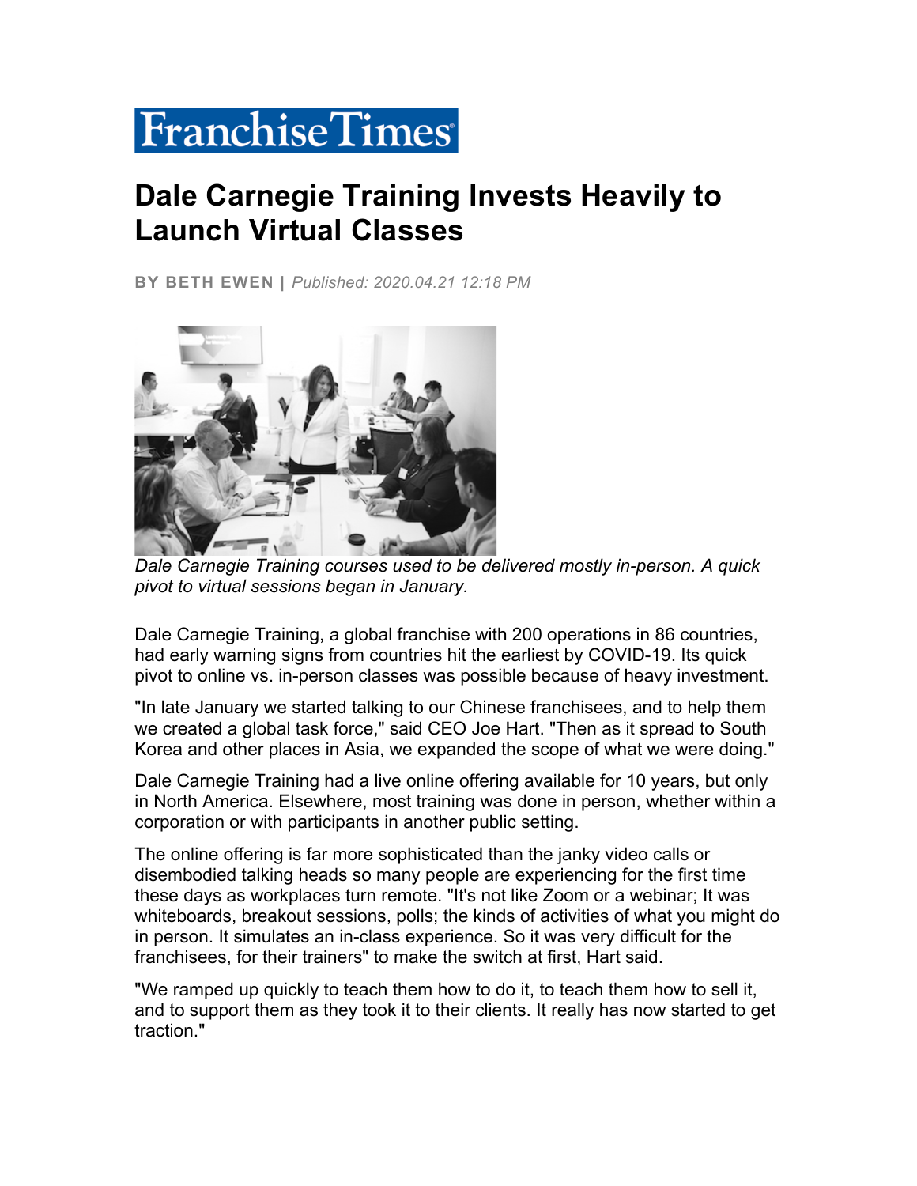Franchise Times

# Dale Carnegie Training Invests Heavily to Launch Virtual Classes

**BY BETH EWEN** | *Published: 2020.04.21 12:18 PM*

*Dale Carnegie Training courses used to be delivered mostly in-person. A quick pivot to virtual sessions began in January.*

Dale Carnegie Training, a global franchise with 200 operations in 86 countries, had early warning signs from countries hit the earliest by COVID-19. Its quick pivot to online vs. in-person classes was possible because of heavy investment.

"In late January we started talking to our Chinese franchisees, and to help them we created a global task force," said CEO Joe Hart. "Then as it spread to South Korea and other places in Asia, we expanded the scope of what we were doing."

Dale Carnegie Training had a live online offering available for 10 years, but only in North America. Elsewhere, most training was done in person, whether within a corporation or with participants in another public setting.

The online offering is far more sophisticated than the janky video calls or disembodied talking heads so many people are experiencing for the first time these days as workplaces turn remote. "It's not like Zoom or a webinar; It was whiteboards, breakout sessions, polls; the kinds of activities of what you might do in person. It simulates an in-class experience. So it was very difficult for the franchisees, for their trainers" to make the switch at first, Hart said.

"We ramped up quickly to teach them how to do it, to teach them how to sell it, and to support them as they took it to their clients. It really has now started to get traction."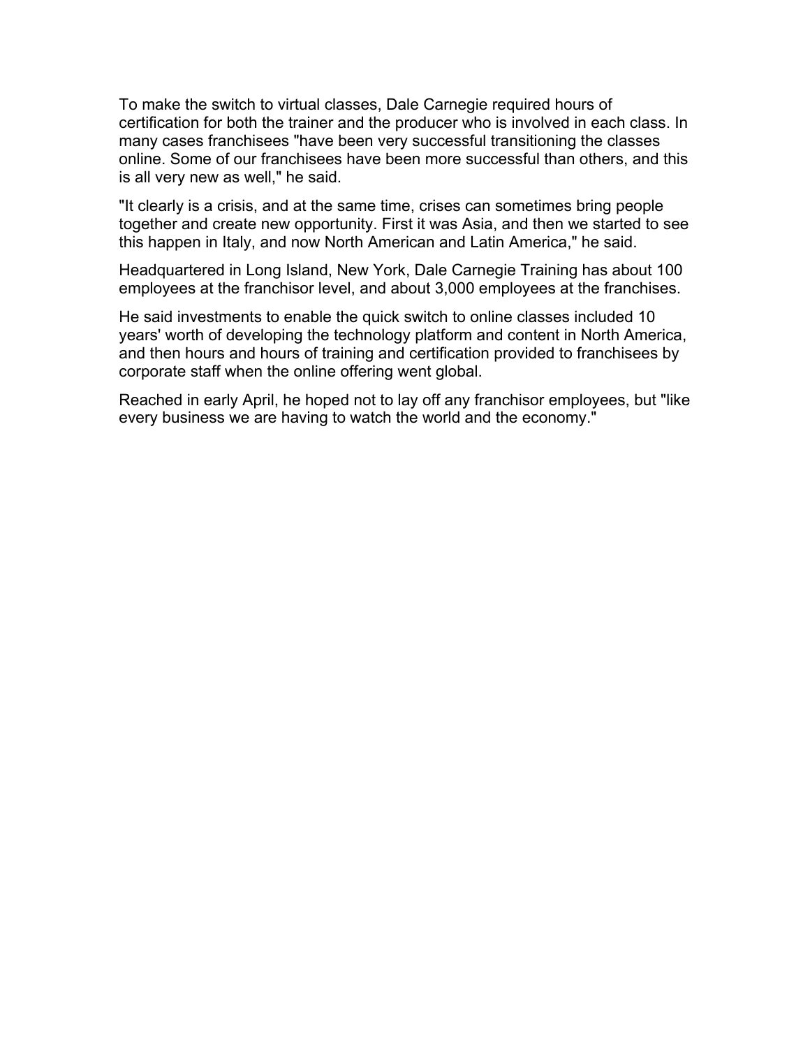To make the switch to virtual classes, Dale Carnegie required hours of certification for both the trainer and the producer who is involved in each class. In many cases franchisees "have been very successful transitioning the classes online. Some of our franchisees have been more successful than others, and this is all very new as well," he said.

"It clearly is a crisis, and at the same time, crises can sometimes bring people together and create new opportunity. First it was Asia, and then we started to see this happen in Italy, and now North American and Latin America," he said.

Headquartered in Long Island, New York, Dale Carnegie Training has about 100 employees at the franchisor level, and about 3,000 employees at the franchises.

He said investments to enable the quick switch to online classes included 10 years' worth of developing the technology platform and content in North America, and then hours and hours of training and certification provided to franchisees by corporate staff when the online offering went global.

Reached in early April, he hoped not to lay off any franchisor employees, but "like every business we are having to watch the world and the economy."